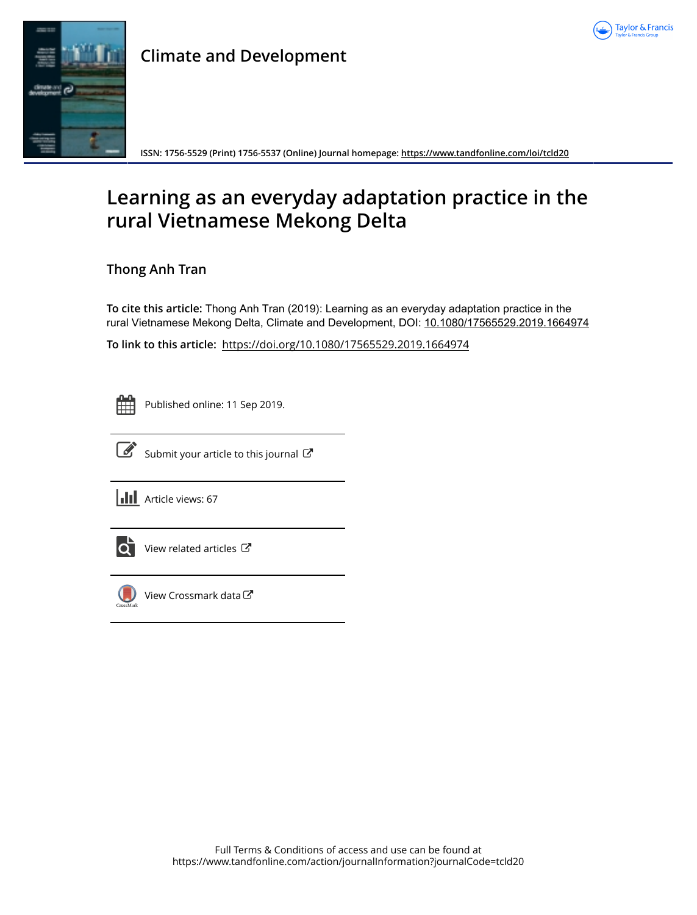# Climate and Development

ISSN: 1756-5529 (Print) 1756-5537 (Online) Journal homepage: https://www.tandfonline.com/loi/tcld20

# Learning as an everyday adaptation practice in the rural Vietnamese Mekong Delta

**Thong Anh Tran**

**To cite this article:** Thong Anh Tran (2019): Learning as an everyday adaptation practice in the rural Vietnamese Mekong Delta, Climate and Development, DOI: 10.1080/17565529.2019.1664974

**To link to this article:** https://doi.org/10.1080/17565529.2019.1664974

Published online: 11 Sep 2019.

Submit your article to this journal

Article views: 67

View related articles

View Crossmark data

Full Terms & Conditions of access and use can be found at https://www.tandfonline.com/action/journalInformation?journalCode=tcld20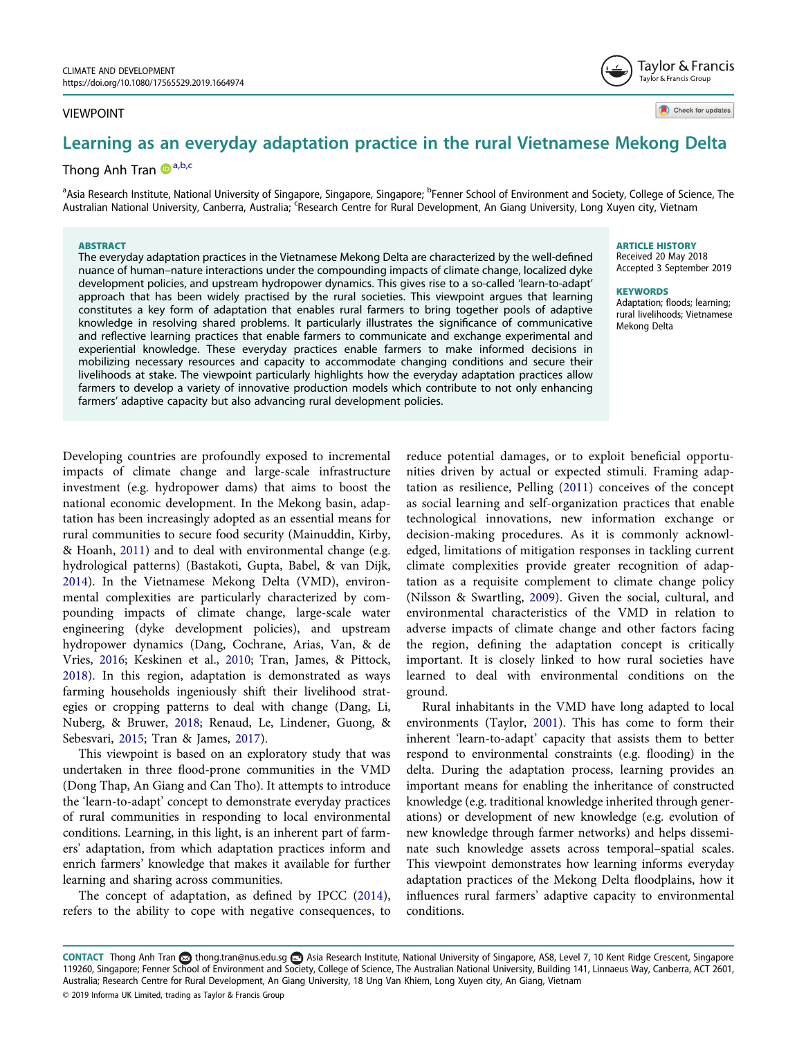CLIMATE AND DEVELOPMENT
https://doi.org/10.1080/17565529.2019.1664974

VIEWPOINT

# Learning as an everyday adaptation practice in the rural Vietnamese Mekong Delta

Thong Anh Tran[a,b,c]

[a]Asia Research Institute, National University of Singapore, Singapore, Singapore; [b]Fenner School of Environment and Society, College of Science, The Australian National University, Canberra, Australia; [c]Research Centre for Rural Development, An Giang University, Long Xuyen city, Vietnam

**ABSTRACT**

The everyday adaptation practices in the Vietnamese Mekong Delta are characterized by the well-defined nuance of human–nature interactions under the compounding impacts of climate change, localized dyke development policies, and upstream hydropower dynamics. This gives rise to a so-called 'learn-to-adapt' approach that has been widely practised by the rural societies. This viewpoint argues that learning constitutes a key form of adaptation that enables rural farmers to bring together pools of adaptive knowledge in resolving shared problems. It particularly illustrates the significance of communicative and reflective learning practices that enable farmers to communicate and exchange experimental and experiential knowledge. These everyday practices enable farmers to make informed decisions in mobilizing necessary resources and capacity to accommodate changing conditions and secure their livelihoods at stake. The viewpoint particularly highlights how the everyday adaptation practices allow farmers to develop a variety of innovative production models which contribute to not only enhancing farmers' adaptive capacity but also advancing rural development policies.

**ARTICLE HISTORY**
Received 20 May 2018
Accepted 3 September 2019

**KEYWORDS**
Adaptation; floods; learning; rural livelihoods; Vietnamese Mekong Delta

Developing countries are profoundly exposed to incremental impacts of climate change and large-scale infrastructure investment (e.g. hydropower dams) that aims to boost the national economic development. In the Mekong basin, adaptation has been increasingly adopted as an essential means for rural communities to secure food security (Mainuddin, Kirby, & Hoanh, 2011) and to deal with environmental change (e.g. hydrological patterns) (Bastakoti, Gupta, Babel, & van Dijk, 2014). In the Vietnamese Mekong Delta (VMD), environmental complexities are particularly characterized by compounding impacts of climate change, large-scale water engineering (dyke development policies), and upstream hydropower dynamics (Dang, Cochrane, Arias, Van, & de Vries, 2016; Keskinen et al., 2010; Tran, James, & Pittock, 2018). In this region, adaptation is demonstrated as ways farming households ingeniously shift their livelihood strategies or cropping patterns to deal with change (Dang, Li, Nuberg, & Bruwer, 2018; Renaud, Le, Lindener, Guong, & Sebesvari, 2015; Tran & James, 2017).

This viewpoint is based on an exploratory study that was undertaken in three flood-prone communities in the VMD (Dong Thap, An Giang and Can Tho). It attempts to introduce the 'learn-to-adapt' concept to demonstrate everyday practices of rural communities in responding to local environmental conditions. Learning, in this light, is an inherent part of farmers' adaptation, from which adaptation practices inform and enrich farmers' knowledge that makes it available for further learning and sharing across communities.

The concept of adaptation, as defined by IPCC (2014), refers to the ability to cope with negative consequences, to reduce potential damages, or to exploit beneficial opportunities driven by actual or expected stimuli. Framing adaptation as resilience, Pelling (2011) conceives of the concept as social learning and self-organization practices that enable technological innovations, new information exchange or decision-making procedures. As it is commonly acknowledged, limitations of mitigation responses in tackling current climate complexities provide greater recognition of adaptation as a requisite complement to climate change policy (Nilsson & Swartling, 2009). Given the social, cultural, and environmental characteristics of the VMD in relation to adverse impacts of climate change and other factors facing the region, defining the adaptation concept is critically important. It is closely linked to how rural societies have learned to deal with environmental conditions on the ground.

Rural inhabitants in the VMD have long adapted to local environments (Taylor, 2001). This has come to form their inherent 'learn-to-adapt' capacity that assists them to better respond to environmental constraints (e.g. flooding) in the delta. During the adaptation process, learning provides an important means for enabling the inheritance of constructed knowledge (e.g. traditional knowledge inherited through generations) or development of new knowledge (e.g. evolution of new knowledge through farmer networks) and helps disseminate such knowledge assets across temporal–spatial scales. This viewpoint demonstrates how learning informs everyday adaptation practices of the Mekong Delta floodplains, how it influences rural farmers' adaptive capacity to environmental conditions.

**CONTACT** Thong Anh Tran thong.tran@nus.edu.sg Asia Research Institute, National University of Singapore, AS8, Level 7, 10 Kent Ridge Crescent, Singapore 119260, Singapore; Fenner School of Environment and Society, College of Science, The Australian National University, Building 141, Linnaeus Way, Canberra, ACT 2601, Australia; Research Centre for Rural Development, An Giang University, 18 Ung Van Khiem, Long Xuyen city, An Giang, Vietnam

© 2019 Informa UK Limited, trading as Taylor & Francis Group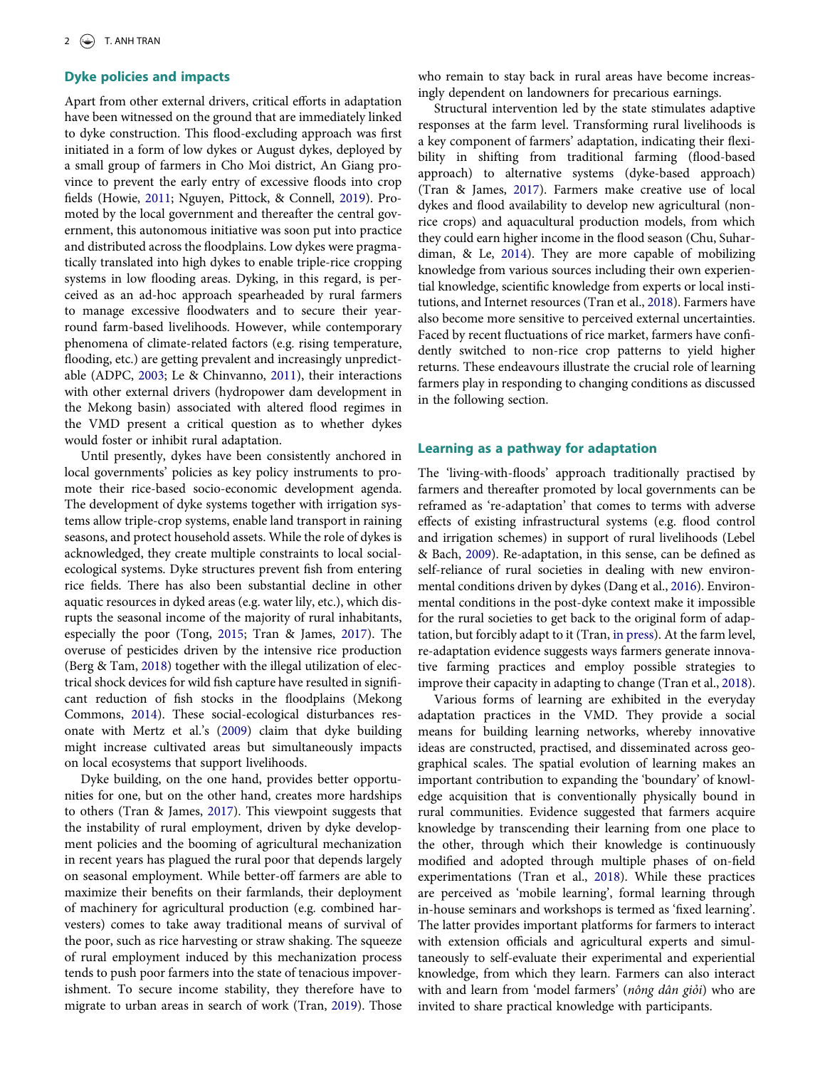## Dyke policies and impacts

Apart from other external drivers, critical efforts in adaptation have been witnessed on the ground that are immediately linked to dyke construction. This flood-excluding approach was first initiated in a form of low dykes or August dykes, deployed by a small group of farmers in Cho Moi district, An Giang province to prevent the early entry of excessive floods into crop fields (Howie, 2011; Nguyen, Pittock, & Connell, 2019). Promoted by the local government and thereafter the central government, this autonomous initiative was soon put into practice and distributed across the floodplains. Low dykes were pragmatically translated into high dykes to enable triple-rice cropping systems in low flooding areas. Dyking, in this regard, is perceived as an ad-hoc approach spearheaded by rural farmers to manage excessive floodwaters and to secure their year-round farm-based livelihoods. However, while contemporary phenomena of climate-related factors (e.g. rising temperature, flooding, etc.) are getting prevalent and increasingly unpredictable (ADPC, 2003; Le & Chinvanno, 2011), their interactions with other external drivers (hydropower dam development in the Mekong basin) associated with altered flood regimes in the VMD present a critical question as to whether dykes would foster or inhibit rural adaptation.

Until presently, dykes have been consistently anchored in local governments' policies as key policy instruments to promote their rice-based socio-economic development agenda. The development of dyke systems together with irrigation systems allow triple-crop systems, enable land transport in raining seasons, and protect household assets. While the role of dykes is acknowledged, they create multiple constraints to local social-ecological systems. Dyke structures prevent fish from entering rice fields. There has also been substantial decline in other aquatic resources in dyked areas (e.g. water lily, etc.), which disrupts the seasonal income of the majority of rural inhabitants, especially the poor (Tong, 2015; Tran & James, 2017). The overuse of pesticides driven by the intensive rice production (Berg & Tam, 2018) together with the illegal utilization of electrical shock devices for wild fish capture have resulted in significant reduction of fish stocks in the floodplains (Mekong Commons, 2014). These social-ecological disturbances resonate with Mertz et al.'s (2009) claim that dyke building might increase cultivated areas but simultaneously impacts on local ecosystems that support livelihoods.

Dyke building, on the one hand, provides better opportunities for one, but on the other hand, creates more hardships to others (Tran & James, 2017). This viewpoint suggests that the instability of rural employment, driven by dyke development policies and the booming of agricultural mechanization in recent years has plagued the rural poor that depends largely on seasonal employment. While better-off farmers are able to maximize their benefits on their farmlands, their deployment of machinery for agricultural production (e.g. combined harvesters) comes to take away traditional means of survival of the poor, such as rice harvesting or straw shaking. The squeeze of rural employment induced by this mechanization process tends to push poor farmers into the state of tenacious impoverishment. To secure income stability, they therefore have to migrate to urban areas in search of work (Tran, 2019). Those who remain to stay back in rural areas have become increasingly dependent on landowners for precarious earnings.

Structural intervention led by the state stimulates adaptive responses at the farm level. Transforming rural livelihoods is a key component of farmers' adaptation, indicating their flexibility in shifting from traditional farming (flood-based approach) to alternative systems (dyke-based approach) (Tran & James, 2017). Farmers make creative use of local dykes and flood availability to develop new agricultural (non-rice crops) and aquacultural production models, from which they could earn higher income in the flood season (Chu, Suhardiman, & Le, 2014). They are more capable of mobilizing knowledge from various sources including their own experiential knowledge, scientific knowledge from experts or local institutions, and Internet resources (Tran et al., 2018). Farmers have also become more sensitive to perceived external uncertainties. Faced by recent fluctuations of rice market, farmers have confidently switched to non-rice crop patterns to yield higher returns. These endeavours illustrate the crucial role of learning farmers play in responding to changing conditions as discussed in the following section.

## Learning as a pathway for adaptation

The 'living-with-floods' approach traditionally practised by farmers and thereafter promoted by local governments can be reframed as 're-adaptation' that comes to terms with adverse effects of existing infrastructural systems (e.g. flood control and irrigation schemes) in support of rural livelihoods (Lebel & Bach, 2009). Re-adaptation, in this sense, can be defined as self-reliance of rural societies in dealing with new environmental conditions driven by dykes (Dang et al., 2016). Environmental conditions in the post-dyke context make it impossible for the rural societies to get back to the original form of adaptation, but forcibly adapt to it (Tran, in press). At the farm level, re-adaptation evidence suggests ways farmers generate innovative farming practices and employ possible strategies to improve their capacity in adapting to change (Tran et al., 2018).

Various forms of learning are exhibited in the everyday adaptation practices in the VMD. They provide a social means for building learning networks, whereby innovative ideas are constructed, practised, and disseminated across geographical scales. The spatial evolution of learning makes an important contribution to expanding the 'boundary' of knowledge acquisition that is conventionally physically bound in rural communities. Evidence suggested that farmers acquire knowledge by transcending their learning from one place to the other, through which their knowledge is continuously modified and adopted through multiple phases of on-field experimentations (Tran et al., 2018). While these practices are perceived as 'mobile learning', formal learning through in-house seminars and workshops is termed as 'fixed learning'. The latter provides important platforms for farmers to interact with extension officials and agricultural experts and simultaneously to self-evaluate their experimental and experiential knowledge, from which they learn. Farmers can also interact with and learn from 'model farmers' (*nông dân giỏi*) who are invited to share practical knowledge with participants.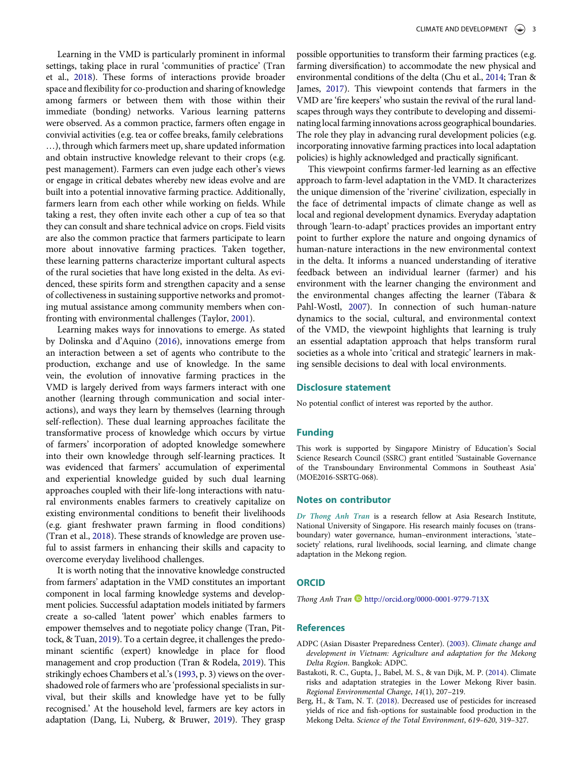Learning in the VMD is particularly prominent in informal settings, taking place in rural 'communities of practice' (Tran et al., 2018). These forms of interactions provide broader space and flexibility for co-production and sharing of knowledge among farmers or between them with those within their immediate (bonding) networks. Various learning patterns were observed. As a common practice, farmers often engage in convivial activities (e.g. tea or coffee breaks, family celebrations …), through which farmers meet up, share updated information and obtain instructive knowledge relevant to their crops (e.g. pest management). Farmers can even judge each other's views or engage in critical debates whereby new ideas evolve and are built into a potential innovative farming practice. Additionally, farmers learn from each other while working on fields. While taking a rest, they often invite each other a cup of tea so that they can consult and share technical advice on crops. Field visits are also the common practice that farmers participate to learn more about innovative farming practices. Taken together, these learning patterns characterize important cultural aspects of the rural societies that have long existed in the delta. As evidenced, these spirits form and strengthen capacity and a sense of collectiveness in sustaining supportive networks and promoting mutual assistance among community members when confronting with environmental challenges (Taylor, 2001).

Learning makes ways for innovations to emerge. As stated by Dolinska and d'Aquino (2016), innovations emerge from an interaction between a set of agents who contribute to the production, exchange and use of knowledge. In the same vein, the evolution of innovative farming practices in the VMD is largely derived from ways farmers interact with one another (learning through communication and social interactions), and ways they learn by themselves (learning through self-reflection). These dual learning approaches facilitate the transformative process of knowledge which occurs by virtue of farmers' incorporation of adopted knowledge somewhere into their own knowledge through self-learning practices. It was evidenced that farmers' accumulation of experimental and experiential knowledge guided by such dual learning approaches coupled with their life-long interactions with natural environments enables farmers to creatively capitalize on existing environmental conditions to benefit their livelihoods (e.g. giant freshwater prawn farming in flood conditions) (Tran et al., 2018). These strands of knowledge are proven useful to assist farmers in enhancing their skills and capacity to overcome everyday livelihood challenges.

It is worth noting that the innovative knowledge constructed from farmers' adaptation in the VMD constitutes an important component in local farming knowledge systems and development policies. Successful adaptation models initiated by farmers create a so-called 'latent power' which enables farmers to empower themselves and to negotiate policy change (Tran, Pittock, & Tuan, 2019). To a certain degree, it challenges the predominant scientific (expert) knowledge in place for flood management and crop production (Tran & Rodela, 2019). This strikingly echoes Chambers et al.'s (1993, p. 3) views on the overshadowed role of farmers who are 'professional specialists in survival, but their skills and knowledge have yet to be fully recognised.' At the household level, farmers are key actors in adaptation (Dang, Li, Nuberg, & Bruwer, 2019). They grasp possible opportunities to transform their farming practices (e.g. farming diversification) to accommodate the new physical and environmental conditions of the delta (Chu et al., 2014; Tran & James, 2017). This viewpoint contends that farmers in the VMD are 'fire keepers' who sustain the revival of the rural landscapes through ways they contribute to developing and disseminating local farming innovations across geographical boundaries. The role they play in advancing rural development policies (e.g. incorporating innovative farming practices into local adaptation policies) is highly acknowledged and practically significant.

This viewpoint confirms farmer-led learning as an effective approach to farm-level adaptation in the VMD. It characterizes the unique dimension of the 'riverine' civilization, especially in the face of detrimental impacts of climate change as well as local and regional development dynamics. Everyday adaptation through 'learn-to-adapt' practices provides an important entry point to further explore the nature and ongoing dynamics of human-nature interactions in the new environmental context in the delta. It informs a nuanced understanding of iterative feedback between an individual learner (farmer) and his environment with the learner changing the environment and the environmental changes affecting the learner (Tàbara & Pahl-Wostl, 2007). In connection of such human-nature dynamics to the social, cultural, and environmental context of the VMD, the viewpoint highlights that learning is truly an essential adaptation approach that helps transform rural societies as a whole into 'critical and strategic' learners in making sensible decisions to deal with local environments.

## Disclosure statement

No potential conflict of interest was reported by the author.

## Funding

This work is supported by Singapore Ministry of Education's Social Science Research Council (SSRC) grant entitled 'Sustainable Governance of the Transboundary Environmental Commons in Southeast Asia' (MOE2016-SSRTG-068).

## Notes on contributor

*Dr Thong Anh Tran* is a research fellow at Asia Research Institute, National University of Singapore. His research mainly focuses on (transboundary) water governance, human–environment interactions, 'state–society' relations, rural livelihoods, social learning, and climate change adaptation in the Mekong region.

## ORCID

*Thong Anh Tran* http://orcid.org/0000-0001-9779-713X

## References

ADPC (Asian Disaster Preparedness Center). (2003). *Climate change and development in Vietnam: Agriculture and adaptation for the Mekong Delta Region*. Bangkok: ADPC.

Bastakoti, R. C., Gupta, J., Babel, M. S., & van Dijk, M. P. (2014). Climate risks and adaptation strategies in the Lower Mekong River basin. *Regional Environmental Change*, *14*(1), 207–219.

Berg, H., & Tam, N. T. (2018). Decreased use of pesticides for increased yields of rice and fish-options for sustainable food production in the Mekong Delta. *Science of the Total Environment*, *619–620*, 319–327.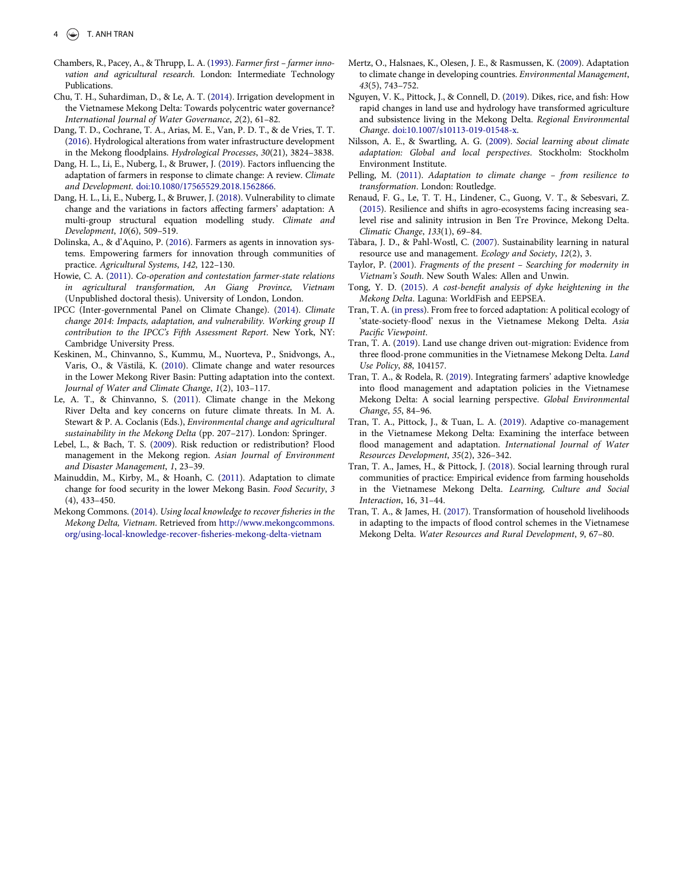Chambers, R., Pacey, A., & Thrupp, L. A. (1993). *Farmer first – farmer innovation and agricultural research*. London: Intermediate Technology Publications.

Chu, T. H., Suhardiman, D., & Le, A. T. (2014). Irrigation development in the Vietnamese Mekong Delta: Towards polycentric water governance? *International Journal of Water Governance*, *2*(2), 61–82.

Dang, T. D., Cochrane, T. A., Arias, M. E., Van, P. D. T., & de Vries, T. T. (2016). Hydrological alterations from water infrastructure development in the Mekong floodplains. *Hydrological Processes*, *30*(21), 3824–3838.

Dang, H. L., Li, E., Nuberg, I., & Bruwer, J. (2019). Factors influencing the adaptation of farmers in response to climate change: A review. *Climate and Development*. doi:10.1080/17565529.2018.1562866.

Dang, H. L., Li, E., Nuberg, I., & Bruwer, J. (2018). Vulnerability to climate change and the variations in factors affecting farmers' adaptation: A multi-group structural equation modelling study. *Climate and Development*, *10*(6), 509–519.

Dolinska, A., & d'Aquino, P. (2016). Farmers as agents in innovation systems. Empowering farmers for innovation through communities of practice. *Agricultural Systems*, *142*, 122–130.

Howie, C. A. (2011). *Co-operation and contestation farmer-state relations in agricultural transformation, An Giang Province, Vietnam* (Unpublished doctoral thesis). University of London, London.

IPCC (Inter-governmental Panel on Climate Change). (2014). *Climate change 2014: Impacts, adaptation, and vulnerability. Working group II contribution to the IPCC's Fifth Assessment Report*. New York, NY: Cambridge University Press.

Keskinen, M., Chinvanno, S., Kummu, M., Nuorteva, P., Snidvongs, A., Varis, O., & Västilä, K. (2010). Climate change and water resources in the Lower Mekong River Basin: Putting adaptation into the context. *Journal of Water and Climate Change*, *1*(2), 103–117.

Le, A. T., & Chinvanno, S. (2011). Climate change in the Mekong River Delta and key concerns on future climate threats. In M. A. Stewart & P. A. Coclanis (Eds.), *Environmental change and agricultural sustainability in the Mekong Delta* (pp. 207–217). London: Springer.

Lebel, L., & Bach, T. S. (2009). Risk reduction or redistribution? Flood management in the Mekong region. *Asian Journal of Environment and Disaster Management*, *1*, 23–39.

Mainuddin, M., Kirby, M., & Hoanh, C. (2011). Adaptation to climate change for food security in the lower Mekong Basin. *Food Security*, *3* (4), 433–450.

Mekong Commons. (2014). *Using local knowledge to recover fisheries in the Mekong Delta, Vietnam*. Retrieved from http://www.mekongcommons.org/using-local-knowledge-recover-fisheries-mekong-delta-vietnam

Mertz, O., Halsnaes, K., Olesen, J. E., & Rasmussen, K. (2009). Adaptation to climate change in developing countries. *Environmental Management*, *43*(5), 743–752.

Nguyen, V. K., Pittock, J., & Connell, D. (2019). Dikes, rice, and fish: How rapid changes in land use and hydrology have transformed agriculture and subsistence living in the Mekong Delta. *Regional Environmental Change*. doi:10.1007/s10113-019-01548-x.

Nilsson, A. E., & Swartling, A. G. (2009). *Social learning about climate adaptation: Global and local perspectives*. Stockholm: Stockholm Environment Institute.

Pelling, M. (2011). *Adaptation to climate change – from resilience to transformation*. London: Routledge.

Renaud, F. G., Le, T. T. H., Lindener, C., Guong, V. T., & Sebesvari, Z. (2015). Resilience and shifts in agro-ecosystems facing increasing sea-level rise and salinity intrusion in Ben Tre Province, Mekong Delta. *Climatic Change*, *133*(1), 69–84.

Tàbara, J. D., & Pahl-Wostl, C. (2007). Sustainability learning in natural resource use and management. *Ecology and Society*, *12*(2), 3.

Taylor, P. (2001). *Fragments of the present – Searching for modernity in Vietnam's South*. New South Wales: Allen and Unwin.

Tong, Y. D. (2015). *A cost-benefit analysis of dyke heightening in the Mekong Delta*. Laguna: WorldFish and EEPSEA.

Tran, T. A. (in press). From free to forced adaptation: A political ecology of 'state-society-flood' nexus in the Vietnamese Mekong Delta. *Asia Pacific Viewpoint*.

Tran, T. A. (2019). Land use change driven out-migration: Evidence from three flood-prone communities in the Vietnamese Mekong Delta. *Land Use Policy*, *88*, 104157.

Tran, T. A., & Rodela, R. (2019). Integrating farmers' adaptive knowledge into flood management and adaptation policies in the Vietnamese Mekong Delta: A social learning perspective. *Global Environmental Change*, *55*, 84–96.

Tran, T. A., Pittock, J., & Tuan, L. A. (2019). Adaptive co-management in the Vietnamese Mekong Delta: Examining the interface between flood management and adaptation. *International Journal of Water Resources Development*, *35*(2), 326–342.

Tran, T. A., James, H., & Pittock, J. (2018). Social learning through rural communities of practice: Empirical evidence from farming households in the Vietnamese Mekong Delta. *Learning, Culture and Social Interaction*, 16, 31–44.

Tran, T. A., & James, H. (2017). Transformation of household livelihoods in adapting to the impacts of flood control schemes in the Vietnamese Mekong Delta. *Water Resources and Rural Development*, *9*, 67–80.